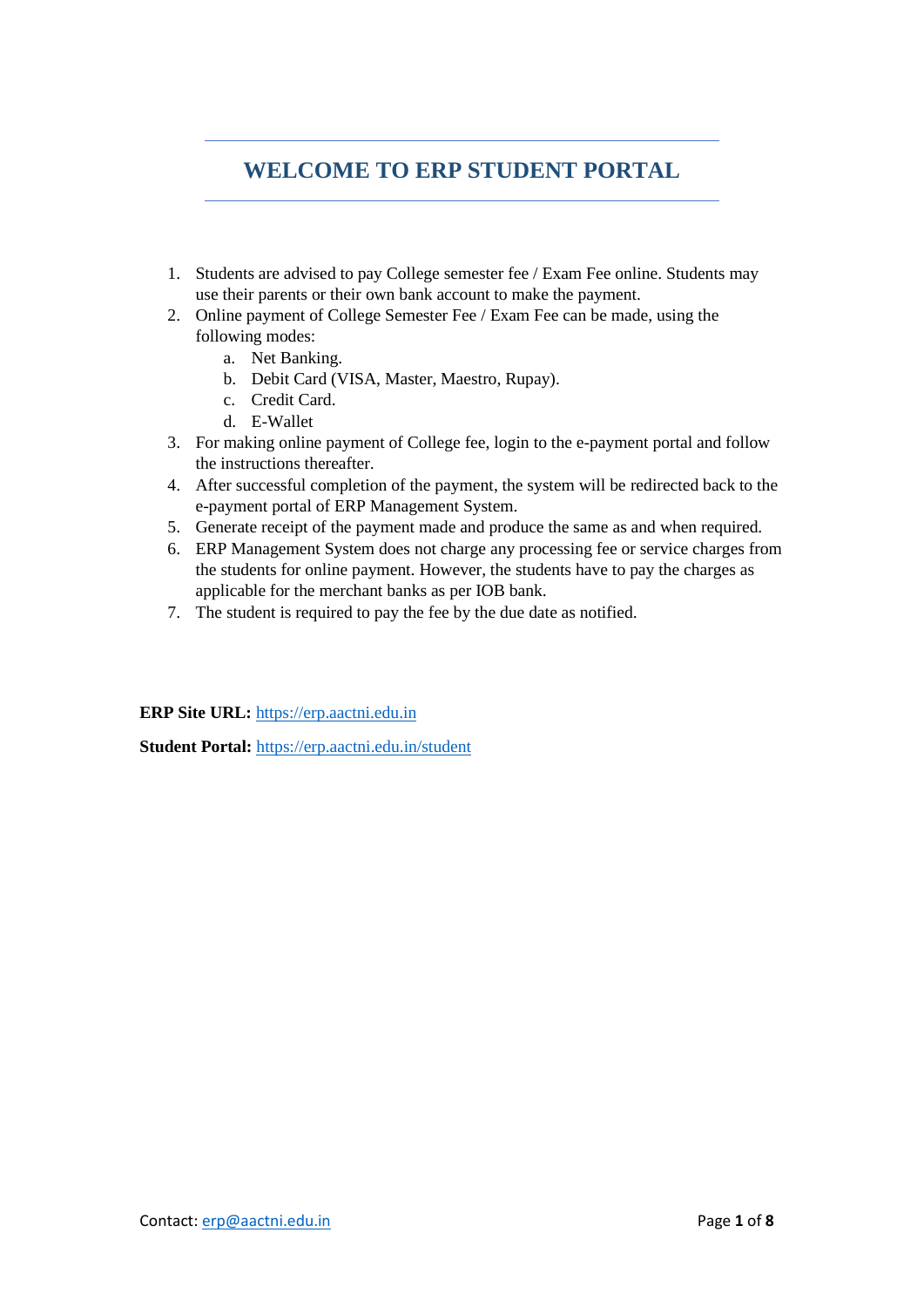# WELCOME TO ERP STUDENT PORTAL

1. Students are advised to pay College semester fee / Exam Fee online. Students may use their parents or their own bank account to make the payment.
2. Online payment of College Semester Fee / Exam Fee can be made, using the following modes:
    a. Net Banking.
    b. Debit Card (VISA, Master, Maestro, Rupay).
    c. Credit Card.
    d. E-Wallet
3. For making online payment of College fee, login to the e-payment portal and follow the instructions thereafter.
4. After successful completion of the payment, the system will be redirected back to the e-payment portal of ERP Management System.
5. Generate receipt of the payment made and produce the same as and when required.
6. ERP Management System does not charge any processing fee or service charges from the students for online payment. However, the students have to pay the charges as applicable for the merchant banks as per IOB bank.
7. The student is required to pay the fee by the due date as notified.

**ERP Site URL:** https://erp.aactni.edu.in

**Student Portal:** https://erp.aactni.edu.in/student

Contact: erp@aactni.edu.in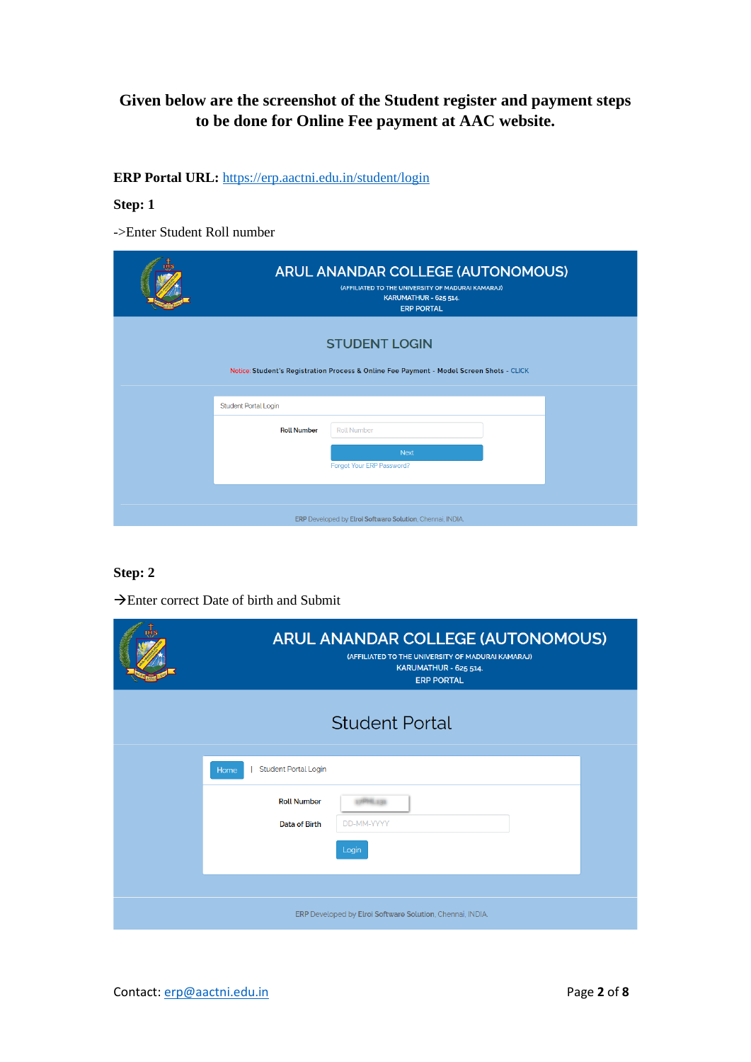**Given below are the screenshot of the Student register and payment steps to be done for Online Fee payment at AAC website.**

**ERP Portal URL:** https://erp.aactni.edu.in/student/login

**Step: 1**

->Enter Student Roll number

ARUL ANANDAR COLLEGE (AUTONOMOUS)
(AFFILIATED TO THE UNIVERSITY OF MADURAI KAMARAJ)
KARUMATHUR - 625 514.
ERP PORTAL

STUDENT LOGIN

Notice: Student's Registration Process & Online Fee Payment - Model Screen Shots - CLICK

Student Portal Login

Roll Number | Roll Number

Next

Forgot Your ERP Password?

ERP Developed by Elroi Software Solution, Chennai, INDIA.

**Step: 2**

→Enter correct Date of birth and Submit

ARUL ANANDAR COLLEGE (AUTONOMOUS)
(AFFILIATED TO THE UNIVERSITY OF MADURAI KAMARAJ)
KARUMATHUR - 625 514.
ERP PORTAL

Student Portal

Home | Student Portal Login

Roll Number

Data of Birth | DD-MM-YYYY

Login

ERP Developed by Elroi Software Solution, Chennai, INDIA.

Contact: erp@aactni.edu.in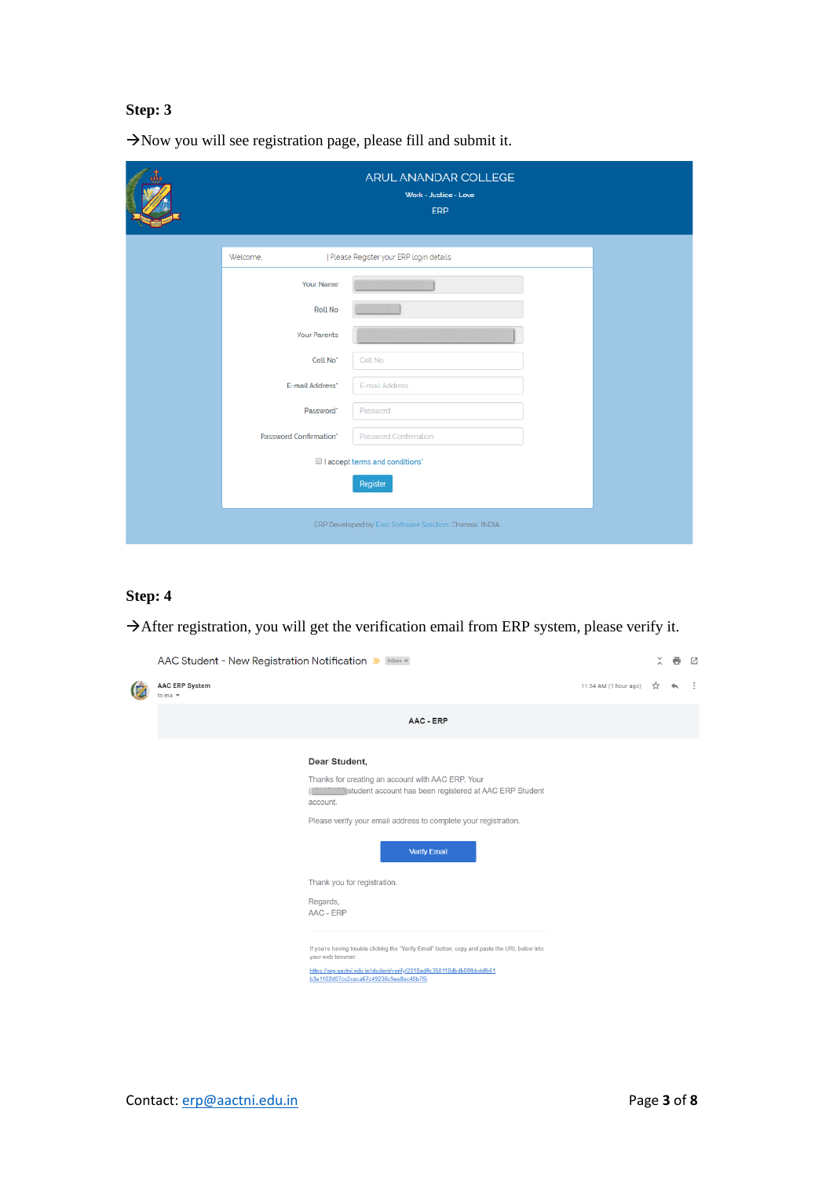**Step: 3**

→Now you will see registration page, please fill and submit it.

ARUL ANANDAR COLLEGE

Work - Justice - Love

ERP

Welcome, | Please Register your ERP login details

Your Name

Roll No

Your Parents

Cell No*

E-mail Address*

Password*

Password Confirmation*

I accept terms and conditions*

Register

ERP Developed by Elroi Software Solution, Chennai, INDIA

**Step: 4**

→After registration, you will get the verification email from ERP system, please verify it.

AAC Student - New Registration Notification

AAC ERP System

to me

11:54 AM (1 hour ago)

AAC - ERP

**Dear Student,**

Thanks for creating an account with AAC ERP. Your ( )student account has been registered at AAC ERP Student account.

Please verify your email address to complete your registration.

Verify Email

Thank you for registration.

Regards,
AAC - ERP

If you're having trouble clicking the "Verify Email" button, copy and paste the URL below into your web browser:

https://erp.aactni.edu.in/student/verify/2018adfc358118dbdb80fbbddfb61b3e1102d07cc2ceca67c49236c9ea8ec40b7f5

Contact: erp@aactni.edu.in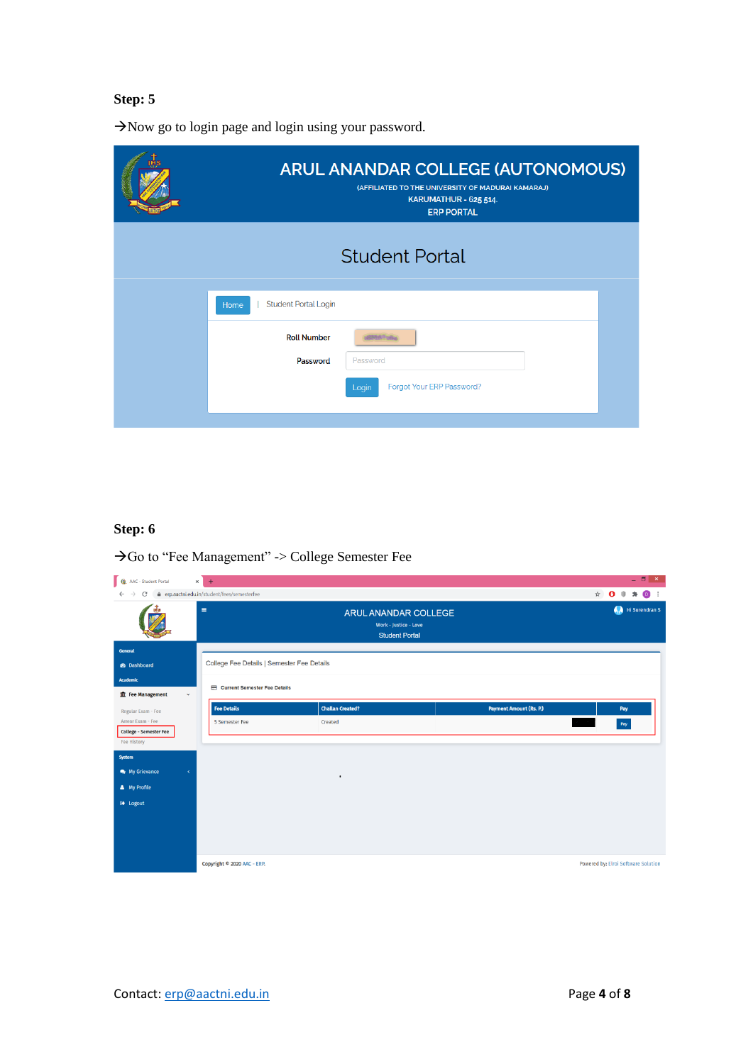**Step: 5**

→Now go to login page and login using your password.

**Step: 6**

→Go to "Fee Management" -> College Semester Fee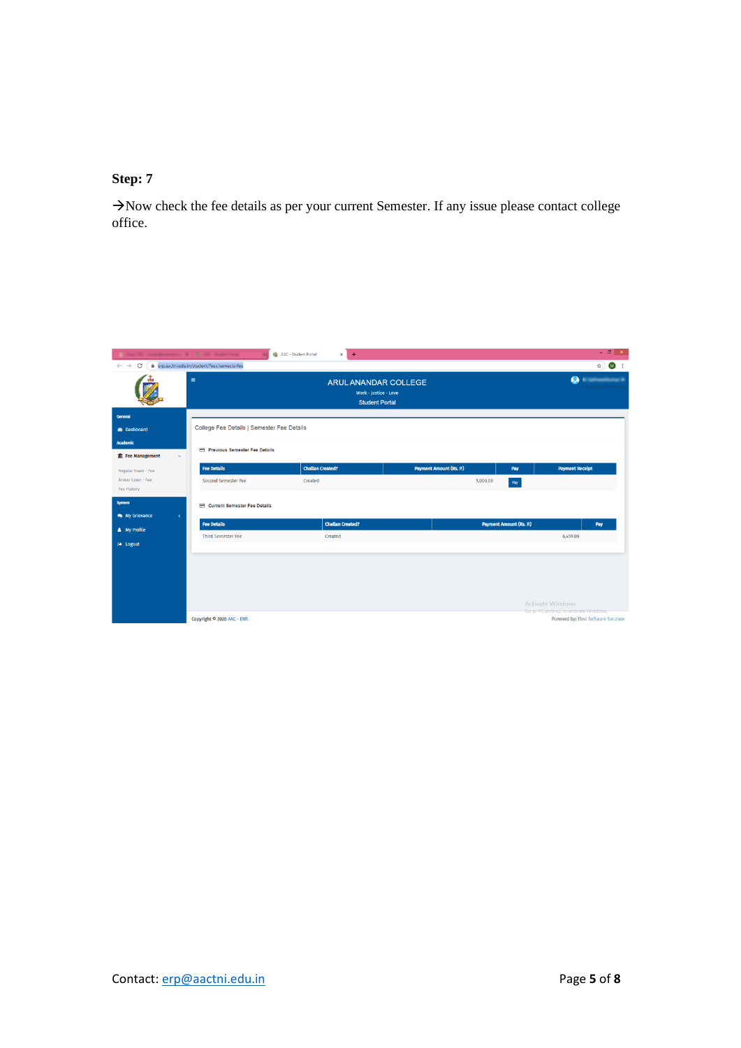**Step: 7**

→Now check the fee details as per your current Semester. If any issue please contact college office.

ARUL ANANDAR COLLEGE

Work - Justice - Love

Student Portal

College Fee Details | Semester Fee Details

Previous Semester Fee Details

| Fee Details | Challan Created? | Payment Amount (Rs. P.) | Pay | Payment Receipt |
|---|---|---|---|---|
| Second Semester Fee | Created | 5,000.00 | Pay | |

Current Semester Fee Details

| Fee Details | Challan Created? | Payment Amount (Rs. P.) | Pay |
|---|---|---|---|
| Third Semester Fee | Created | 6,459.00 | |

Copyright © 2020 AAC - ERP.

Powered by: Elroi Software Solution

Contact: erp@aactni.edu.in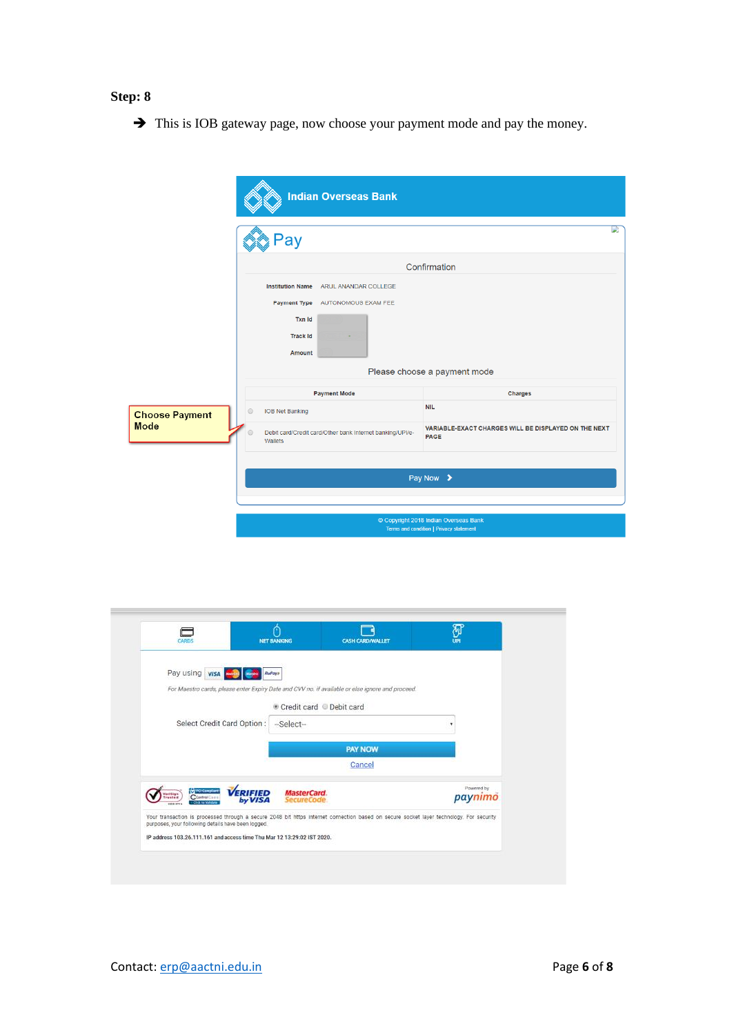**Step: 8**

➔ This is IOB gateway page, now choose your payment mode and pay the money.

Indian Overseas Bank

Pay

Confirmation

Institution Name ARUL ANANDAR COLLEGE

Payment Type AUTONOMOUS EXAM FEE

Txn Id

Track Id

Amount

Please choose a payment mode

| Payment Mode | Charges |
|---|---|
| IOB Net Banking | NIL |
| Debit card/Credit card/Other bank Internet banking/UPI/e-Wallets | VARIABLE-EXACT CHARGES WILL BE DISPLAYED ON THE NEXT PAGE |

Choose Payment Mode

Pay Now

© Copyright 2018 Indian Overseas Bank
Terms and condition | Privacy statement

CARDS | NET BANKING | CASH CARD/WALLET | UPI

Pay using

*For Maestro cards, please enter Expiry Date and CVV no. if available or else ignore and proceed.*

Credit card Debit card

Select Credit Card Option : --Select--

PAY NOW

Cancel

Powered by paynimo

Your transaction is processed through a secure 2048 bit https internet connection based on secure socket layer technology. For security purposes, your following details have been logged.

IP address 103.26.111.161 and access time Thu Mar 12 13:29:02 IST 2020.

Contact: erp@aactni.edu.in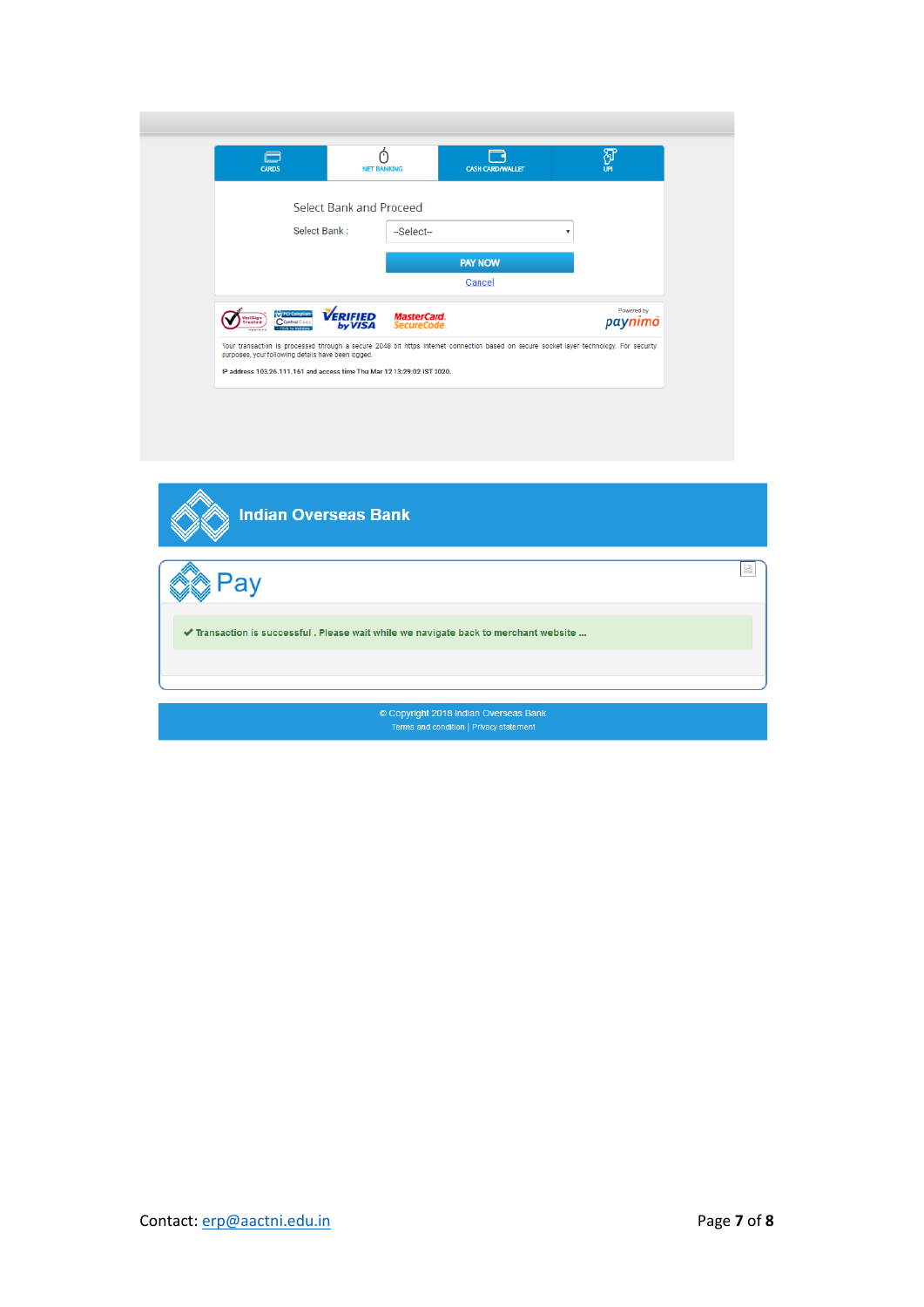CARDS | NET BANKING | CASH CARD/WALLET | UPI

Select Bank and Proceed

Select Bank : --Select--

PAY NOW

Cancel

Powered by paynimo

Your transaction is processed through a secure 2048 bit https internet connection based on secure socket layer technology. For security purposes, your following details have been logged.

IP address 103.26.111.161 and access time Thu Mar 12 13:29:02 IST 2020.

**Indian Overseas Bank**

Pay

✔ Transaction is successful . Please wait while we navigate back to merchant website ...

© Copyright 2018 Indian Overseas Bank
Terms and condition | Privacy statement

Contact: erp@aactni.edu.in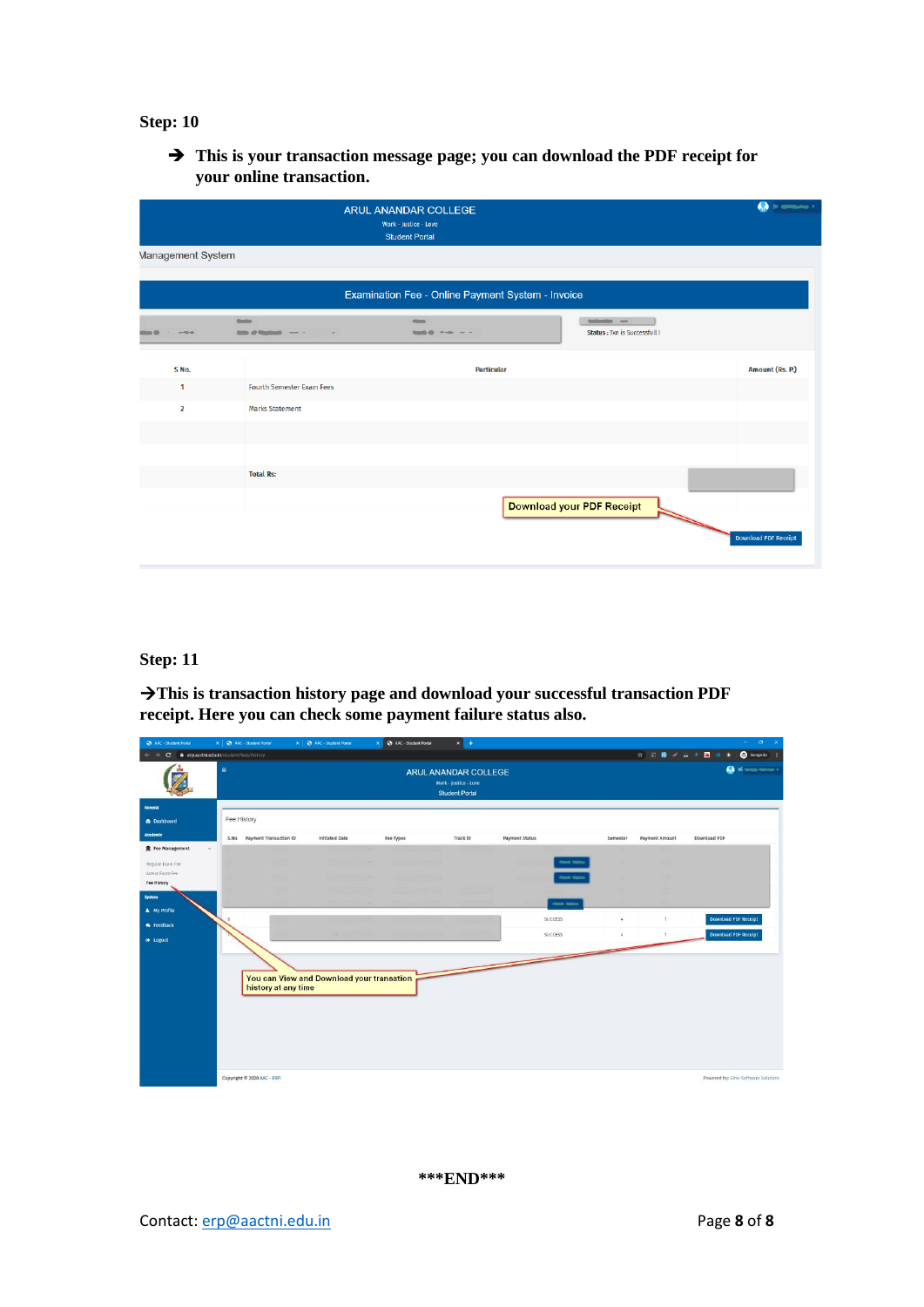**Step: 10**

➔ **This is your transaction message page; you can download the PDF receipt for your online transaction.**

ARUL ANANDAR COLLEGE

Work - Justice - Love

Student Portal

Management System

Examination Fee - Online Payment System - Invoice

Status : Txn is Successfull !

| S No. | Particular | Amount (Rs. P.) |
|---|---|---|
| 1 | Fourth Semester Exam Fees | |
| 2 | Marks Statement | |
| | | |
| | | |
| | Total Rs: | |

Download your PDF Receipt

Download PDF Receipt

**Step: 11**

**➔This is transaction history page and download your successful transaction PDF receipt. Here you can check some payment failure status also.**

ARUL ANANDAR COLLEGE

Work - Justice - Love

Student Portal

Fee History

| S.No | Payment Transaction ID | Initiated Date | Fee Types | Track ID | Payment Status | Semester | Payment Amount | Download PDF |
|---|---|---|---|---|---|---|---|---|
| | | | | | SUCCESS | 4 | 1 | Download PDF Receipt |
| | | | | | SUCCESS | 4 | 1 | Download PDF Receipt |

You can View and Download your transation history at any time

Copyright © 2020 AAC - ERP

Powered by: Elnic Software Solutions

***END***

Contact: erp@aactni.edu.in